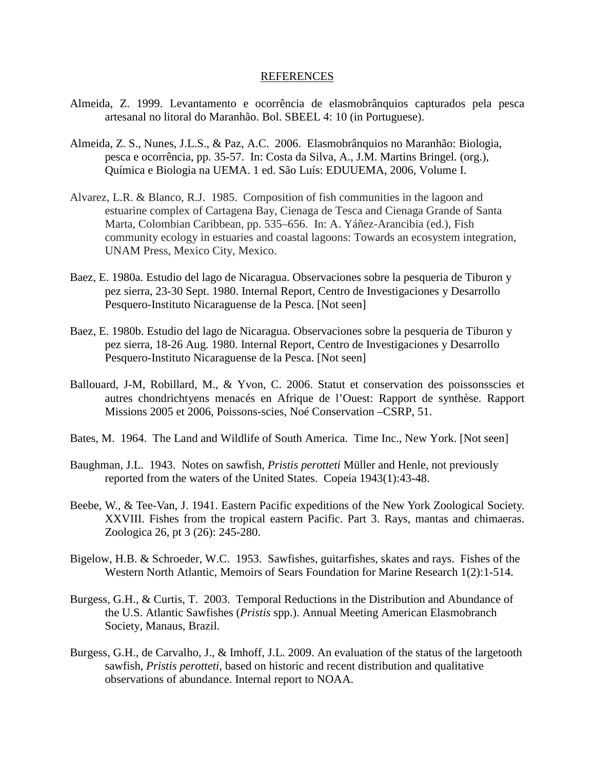# REFERENCES

Almeida, Z. 1999. Levantamento e ocorrência de elasmobrânquios capturados pela pesca artesanal no litoral do Maranhão. Bol. SBEEL 4: 10 (in Portuguese).

Almeida, Z. S., Nunes, J.L.S., & Paz, A.C. 2006. Elasmobrânquios no Maranhão: Biologia, pesca e ocorrência, pp. 35-57. In: Costa da Silva, A., J.M. Martins Bringel. (org.), Química e Biologia na UEMA. 1 ed. São Luís: EDUUEMA, 2006, Volume I.

Alvarez, L.R. & Blanco, R.J. 1985. Composition of fish communities in the lagoon and estuarine complex of Cartagena Bay, Cienaga de Tesca and Cienaga Grande of Santa Marta, Colombian Caribbean, pp. 535–656. In: A. Yáñez-Arancibia (ed.), Fish community ecology in estuaries and coastal lagoons: Towards an ecosystem integration, UNAM Press, Mexico City, Mexico.

Baez, E. 1980a. Estudio del lago de Nicaragua. Observaciones sobre la pesqueria de Tiburon y pez sierra, 23-30 Sept. 1980. Internal Report, Centro de Investigaciones y Desarrollo Pesquero-Instituto Nicaraguense de la Pesca. [Not seen]

Baez, E. 1980b. Estudio del lago de Nicaragua. Observaciones sobre la pesqueria de Tiburon y pez sierra, 18-26 Aug. 1980. Internal Report, Centro de Investigaciones y Desarrollo Pesquero-Instituto Nicaraguense de la Pesca. [Not seen]

Ballouard, J-M, Robillard, M., & Yvon, C. 2006. Statut et conservation des poissonsscies et autres chondrichtyens menacés en Afrique de l'Ouest: Rapport de synthèse. Rapport Missions 2005 et 2006, Poissons-scies, Noé Conservation –CSRP, 51.

Bates, M. 1964. The Land and Wildlife of South America. Time Inc., New York. [Not seen]

Baughman, J.L. 1943. Notes on sawfish, *Pristis perotteti* Müller and Henle, not previously reported from the waters of the United States. Copeia 1943(1):43-48.

Beebe, W., & Tee-Van, J. 1941. Eastern Pacific expeditions of the New York Zoological Society. XXVIII. Fishes from the tropical eastern Pacific. Part 3. Rays, mantas and chimaeras. Zoologica 26, pt 3 (26): 245-280.

Bigelow, H.B. & Schroeder, W.C. 1953. Sawfishes, guitarfishes, skates and rays. Fishes of the Western North Atlantic, Memoirs of Sears Foundation for Marine Research 1(2):1-514.

Burgess, G.H., & Curtis, T. 2003. Temporal Reductions in the Distribution and Abundance of the U.S. Atlantic Sawfishes (*Pristis* spp.). Annual Meeting American Elasmobranch Society, Manaus, Brazil.

Burgess, G.H., de Carvalho, J., & Imhoff, J.L. 2009. An evaluation of the status of the largetooth sawfish, *Pristis perotteti*, based on historic and recent distribution and qualitative observations of abundance. Internal report to NOAA.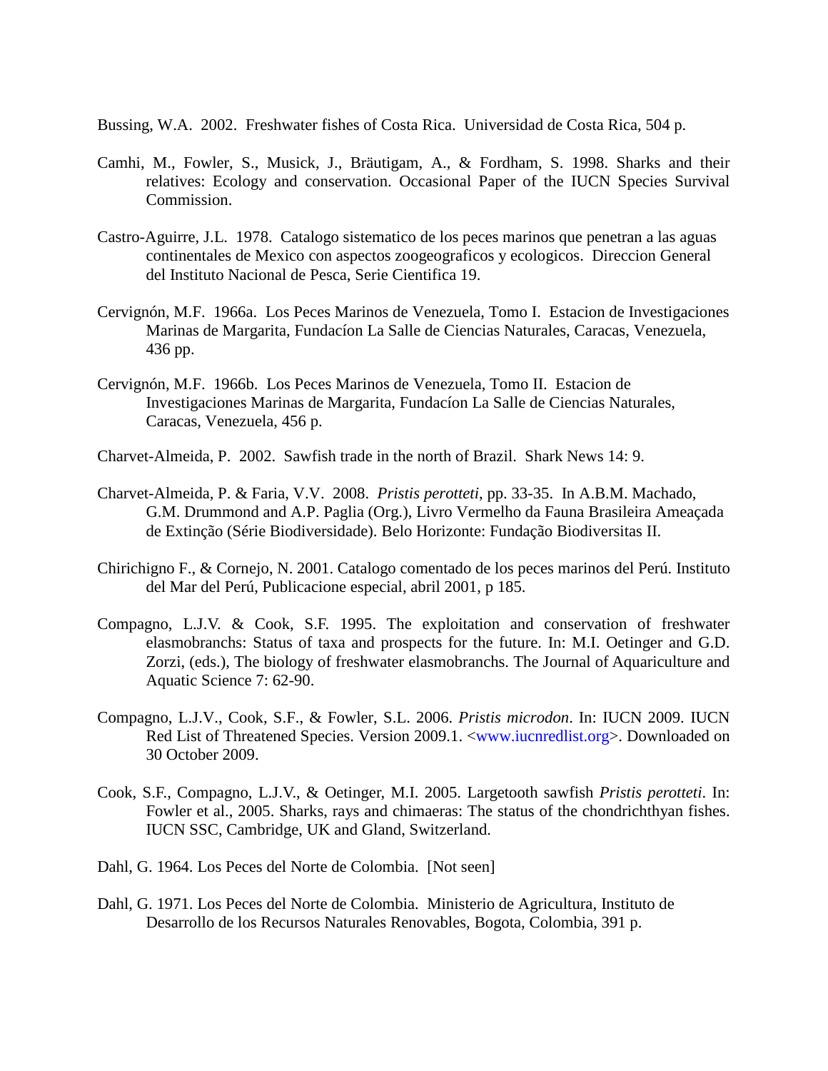Bussing, W.A. 2002. Freshwater fishes of Costa Rica. Universidad de Costa Rica, 504 p.

Camhi, M., Fowler, S., Musick, J., Bräutigam, A., & Fordham, S. 1998. Sharks and their relatives: Ecology and conservation. Occasional Paper of the IUCN Species Survival Commission.

Castro-Aguirre, J.L. 1978. Catalogo sistematico de los peces marinos que penetran a las aguas continentales de Mexico con aspectos zoogeograficos y ecologicos. Direccion General del Instituto Nacional de Pesca, Serie Cientifica 19.

Cervignón, M.F. 1966a. Los Peces Marinos de Venezuela, Tomo I. Estacion de Investigaciones Marinas de Margarita, Fundacíon La Salle de Ciencias Naturales, Caracas, Venezuela, 436 pp.

Cervignón, M.F. 1966b. Los Peces Marinos de Venezuela, Tomo II. Estacion de Investigaciones Marinas de Margarita, Fundacíon La Salle de Ciencias Naturales, Caracas, Venezuela, 456 p.

Charvet-Almeida, P. 2002. Sawfish trade in the north of Brazil. Shark News 14: 9.

Charvet-Almeida, P. & Faria, V.V. 2008. *Pristis perotteti*, pp. 33-35. In A.B.M. Machado, G.M. Drummond and A.P. Paglia (Org.), Livro Vermelho da Fauna Brasileira Ameaçada de Extinção (Série Biodiversidade). Belo Horizonte: Fundação Biodiversitas II.

Chirichigno F., & Cornejo, N. 2001. Catalogo comentado de los peces marinos del Perú. Instituto del Mar del Perú, Publicacione especial, abril 2001, p 185.

Compagno, L.J.V. & Cook, S.F. 1995. The exploitation and conservation of freshwater elasmobranchs: Status of taxa and prospects for the future. In: M.I. Oetinger and G.D. Zorzi, (eds.), The biology of freshwater elasmobranchs. The Journal of Aquariculture and Aquatic Science 7: 62-90.

Compagno, L.J.V., Cook, S.F., & Fowler, S.L. 2006. *Pristis microdon*. In: IUCN 2009. IUCN Red List of Threatened Species. Version 2009.1. <www.iucnredlist.org>. Downloaded on 30 October 2009.

Cook, S.F., Compagno, L.J.V., & Oetinger, M.I. 2005. Largetooth sawfish *Pristis perotteti*. In: Fowler et al., 2005. Sharks, rays and chimaeras: The status of the chondrichthyan fishes. IUCN SSC, Cambridge, UK and Gland, Switzerland.

Dahl, G. 1964. Los Peces del Norte de Colombia. [Not seen]

Dahl, G. 1971. Los Peces del Norte de Colombia. Ministerio de Agricultura, Instituto de Desarrollo de los Recursos Naturales Renovables, Bogota, Colombia, 391 p.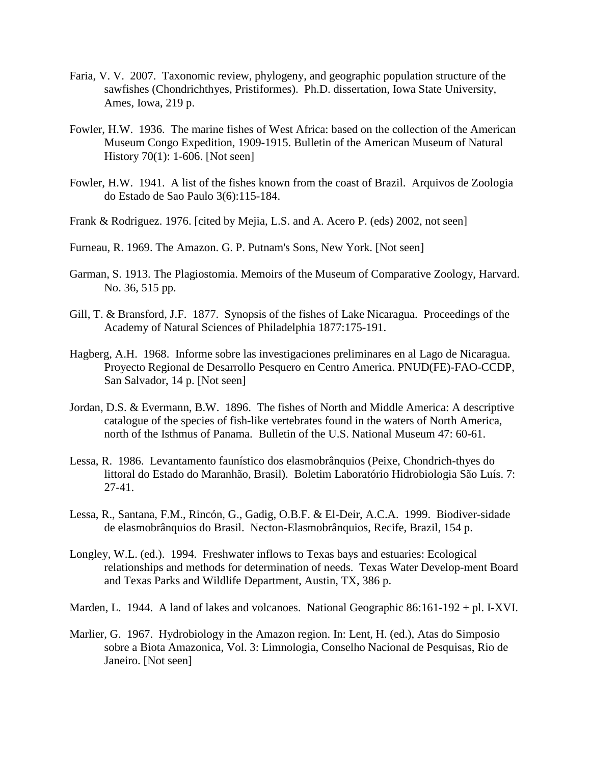Faria, V. V. 2007. Taxonomic review, phylogeny, and geographic population structure of the sawfishes (Chondrichthyes, Pristiformes). Ph.D. dissertation, Iowa State University, Ames, Iowa, 219 p.

Fowler, H.W. 1936. The marine fishes of West Africa: based on the collection of the American Museum Congo Expedition, 1909-1915. Bulletin of the American Museum of Natural History 70(1): 1-606. [Not seen]

Fowler, H.W. 1941. A list of the fishes known from the coast of Brazil. Arquivos de Zoologia do Estado de Sao Paulo 3(6):115-184.

Frank & Rodriguez. 1976. [cited by Mejia, L.S. and A. Acero P. (eds) 2002, not seen]

Furneau, R. 1969. The Amazon. G. P. Putnam's Sons, New York. [Not seen]

Garman, S. 1913. The Plagiostomia. Memoirs of the Museum of Comparative Zoology, Harvard. No. 36, 515 pp.

Gill, T. & Bransford, J.F. 1877. Synopsis of the fishes of Lake Nicaragua. Proceedings of the Academy of Natural Sciences of Philadelphia 1877:175-191.

Hagberg, A.H. 1968. Informe sobre las investigaciones preliminares en al Lago de Nicaragua. Proyecto Regional de Desarrollo Pesquero en Centro America. PNUD(FE)-FAO-CCDP, San Salvador, 14 p. [Not seen]

Jordan, D.S. & Evermann, B.W. 1896. The fishes of North and Middle America: A descriptive catalogue of the species of fish-like vertebrates found in the waters of North America, north of the Isthmus of Panama. Bulletin of the U.S. National Museum 47: 60-61.

Lessa, R. 1986. Levantamento faunístico dos elasmobrânquios (Peixe, Chondrich-thyes do littoral do Estado do Maranhão, Brasil). Boletim Laboratório Hidrobiologia São Luís. 7: 27-41.

Lessa, R., Santana, F.M., Rincón, G., Gadig, O.B.F. & El-Deir, A.C.A. 1999. Biodiver-sidade de elasmobrânquios do Brasil. Necton-Elasmobrânquios, Recife, Brazil, 154 p.

Longley, W.L. (ed.). 1994. Freshwater inflows to Texas bays and estuaries: Ecological relationships and methods for determination of needs. Texas Water Develop-ment Board and Texas Parks and Wildlife Department, Austin, TX, 386 p.

Marden, L. 1944. A land of lakes and volcanoes. National Geographic 86:161-192 + pl. I-XVI.

Marlier, G. 1967. Hydrobiology in the Amazon region. In: Lent, H. (ed.), Atas do Simposio sobre a Biota Amazonica, Vol. 3: Limnologia, Conselho Nacional de Pesquisas, Rio de Janeiro. [Not seen]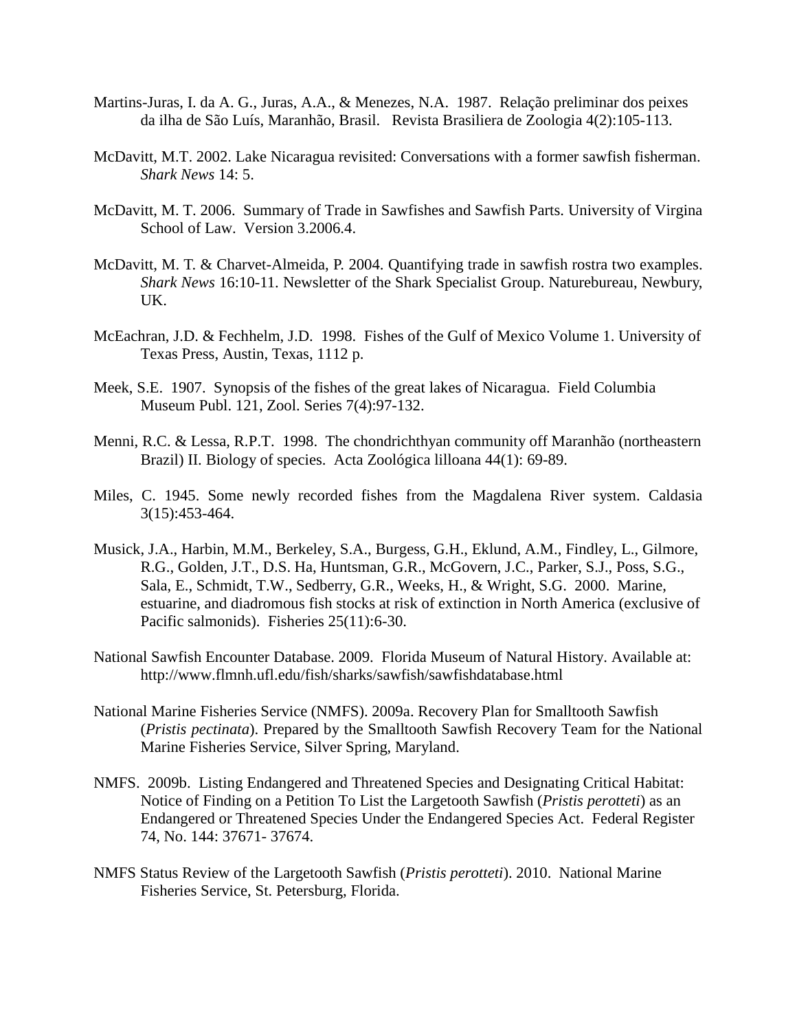Martins-Juras, I. da A. G., Juras, A.A., & Menezes, N.A. 1987. Relação preliminar dos peixes da ilha de São Luís, Maranhão, Brasil. Revista Brasiliera de Zoologia 4(2):105-113.

McDavitt, M.T. 2002. Lake Nicaragua revisited: Conversations with a former sawfish fisherman. *Shark News* 14: 5.

McDavitt, M. T. 2006. Summary of Trade in Sawfishes and Sawfish Parts. University of Virgina School of Law. Version 3.2006.4.

McDavitt, M. T. & Charvet-Almeida, P. 2004. Quantifying trade in sawfish rostra two examples. *Shark News* 16:10-11. Newsletter of the Shark Specialist Group. Naturebureau, Newbury, UK.

McEachran, J.D. & Fechhelm, J.D. 1998. Fishes of the Gulf of Mexico Volume 1. University of Texas Press, Austin, Texas, 1112 p.

Meek, S.E. 1907. Synopsis of the fishes of the great lakes of Nicaragua. Field Columbia Museum Publ. 121, Zool. Series 7(4):97-132.

Menni, R.C. & Lessa, R.P.T. 1998. The chondrichthyan community off Maranhão (northeastern Brazil) II. Biology of species. Acta Zoológica lilloana 44(1): 69-89.

Miles, C. 1945. Some newly recorded fishes from the Magdalena River system. Caldasia 3(15):453-464.

Musick, J.A., Harbin, M.M., Berkeley, S.A., Burgess, G.H., Eklund, A.M., Findley, L., Gilmore, R.G., Golden, J.T., D.S. Ha, Huntsman, G.R., McGovern, J.C., Parker, S.J., Poss, S.G., Sala, E., Schmidt, T.W., Sedberry, G.R., Weeks, H., & Wright, S.G. 2000. Marine, estuarine, and diadromous fish stocks at risk of extinction in North America (exclusive of Pacific salmonids). Fisheries 25(11):6-30.

National Sawfish Encounter Database. 2009. Florida Museum of Natural History. Available at: http://www.flmnh.ufl.edu/fish/sharks/sawfish/sawfishdatabase.html

National Marine Fisheries Service (NMFS). 2009a. Recovery Plan for Smalltooth Sawfish (*Pristis pectinata*). Prepared by the Smalltooth Sawfish Recovery Team for the National Marine Fisheries Service, Silver Spring, Maryland.

NMFS. 2009b. Listing Endangered and Threatened Species and Designating Critical Habitat: Notice of Finding on a Petition To List the Largetooth Sawfish (*Pristis perotteti*) as an Endangered or Threatened Species Under the Endangered Species Act. Federal Register 74, No. 144: 37671- 37674.

NMFS Status Review of the Largetooth Sawfish (*Pristis perotteti*). 2010. National Marine Fisheries Service, St. Petersburg, Florida.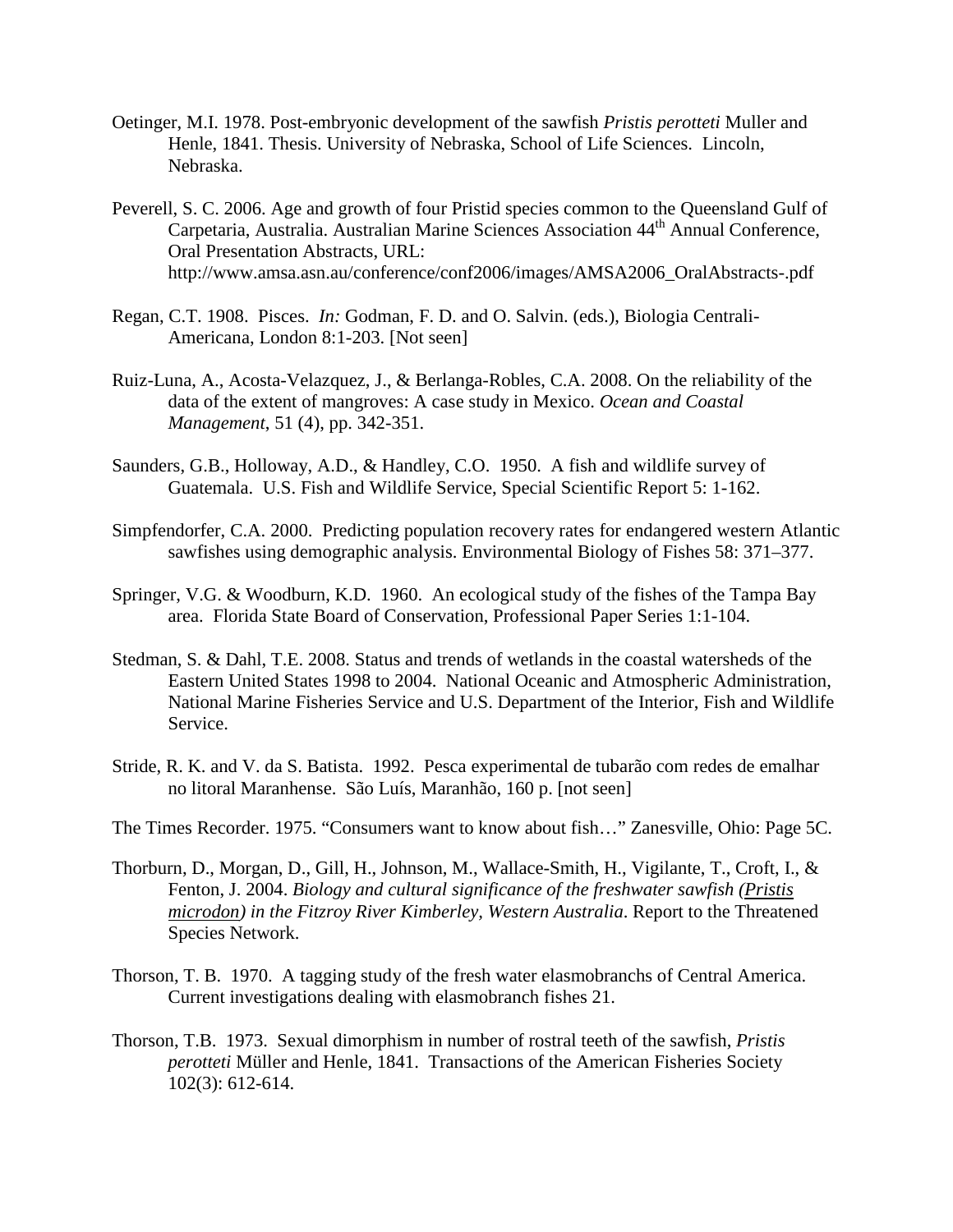Oetinger, M.I. 1978. Post-embryonic development of the sawfish *Pristis perotteti* Muller and Henle, 1841. Thesis. University of Nebraska, School of Life Sciences. Lincoln, Nebraska.

Peverell, S. C. 2006. Age and growth of four Pristid species common to the Queensland Gulf of Carpetaria, Australia. Australian Marine Sciences Association 44th Annual Conference, Oral Presentation Abstracts, URL: http://www.amsa.asn.au/conference/conf2006/images/AMSA2006_OralAbstracts-.pdf

Regan, C.T. 1908. Pisces. *In:* Godman, F. D. and O. Salvin. (eds.), Biologia Centrali-Americana, London 8:1-203. [Not seen]

Ruiz-Luna, A., Acosta-Velazquez, J., & Berlanga-Robles, C.A. 2008. On the reliability of the data of the extent of mangroves: A case study in Mexico. *Ocean and Coastal Management*, 51 (4), pp. 342-351.

Saunders, G.B., Holloway, A.D., & Handley, C.O. 1950. A fish and wildlife survey of Guatemala. U.S. Fish and Wildlife Service, Special Scientific Report 5: 1-162.

Simpfendorfer, C.A. 2000. Predicting population recovery rates for endangered western Atlantic sawfishes using demographic analysis. Environmental Biology of Fishes 58: 371–377.

Springer, V.G. & Woodburn, K.D. 1960. An ecological study of the fishes of the Tampa Bay area. Florida State Board of Conservation, Professional Paper Series 1:1-104.

Stedman, S. & Dahl, T.E. 2008. Status and trends of wetlands in the coastal watersheds of the Eastern United States 1998 to 2004. National Oceanic and Atmospheric Administration, National Marine Fisheries Service and U.S. Department of the Interior, Fish and Wildlife Service.

Stride, R. K. and V. da S. Batista. 1992. Pesca experimental de tubarão com redes de emalhar no litoral Maranhense. São Luís, Maranhão, 160 p. [not seen]

The Times Recorder. 1975. "Consumers want to know about fish…" Zanesville, Ohio: Page 5C.

Thorburn, D., Morgan, D., Gill, H., Johnson, M., Wallace-Smith, H., Vigilante, T., Croft, I., & Fenton, J. 2004. *Biology and cultural significance of the freshwater sawfish (Pristis microdon) in the Fitzroy River Kimberley, Western Australia*. Report to the Threatened Species Network.

Thorson, T. B. 1970. A tagging study of the fresh water elasmobranchs of Central America. Current investigations dealing with elasmobranch fishes 21.

Thorson, T.B. 1973. Sexual dimorphism in number of rostral teeth of the sawfish, *Pristis perotteti* Müller and Henle, 1841. Transactions of the American Fisheries Society 102(3): 612-614.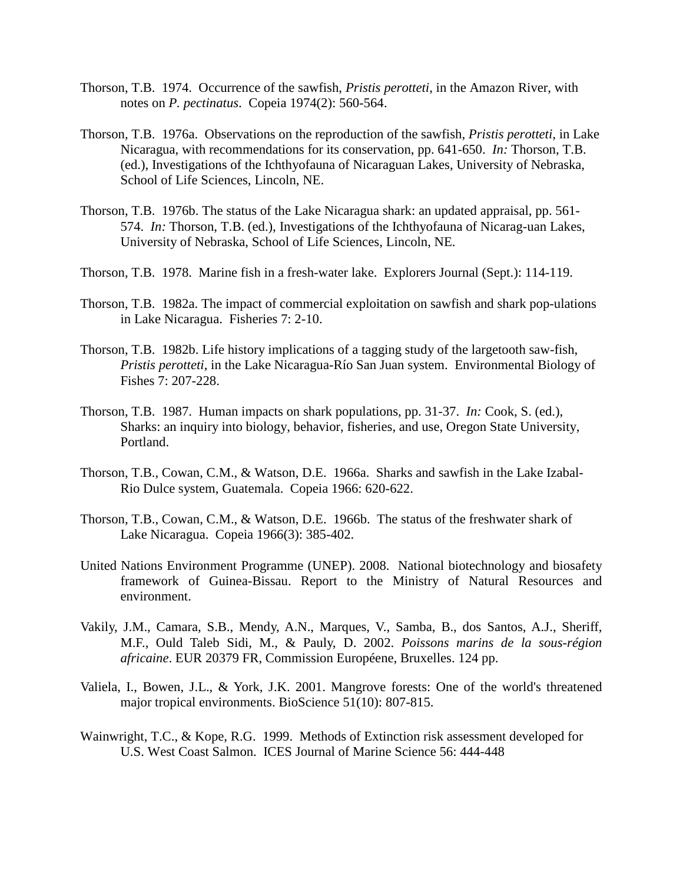Thorson, T.B. 1974. Occurrence of the sawfish, *Pristis perotteti*, in the Amazon River, with notes on *P. pectinatus*. Copeia 1974(2): 560-564.

Thorson, T.B. 1976a. Observations on the reproduction of the sawfish, *Pristis perotteti*, in Lake Nicaragua, with recommendations for its conservation, pp. 641-650. *In:* Thorson, T.B. (ed.), Investigations of the Ichthyofauna of Nicaraguan Lakes, University of Nebraska, School of Life Sciences, Lincoln, NE.

Thorson, T.B. 1976b. The status of the Lake Nicaragua shark: an updated appraisal, pp. 561-574. *In:* Thorson, T.B. (ed.), Investigations of the Ichthyofauna of Nicarag-uan Lakes, University of Nebraska, School of Life Sciences, Lincoln, NE.

Thorson, T.B. 1978. Marine fish in a fresh-water lake. Explorers Journal (Sept.): 114-119.

Thorson, T.B. 1982a. The impact of commercial exploitation on sawfish and shark pop-ulations in Lake Nicaragua. Fisheries 7: 2-10.

Thorson, T.B. 1982b. Life history implications of a tagging study of the largetooth saw-fish, *Pristis perotteti*, in the Lake Nicaragua-Río San Juan system. Environmental Biology of Fishes 7: 207-228.

Thorson, T.B. 1987. Human impacts on shark populations, pp. 31-37. *In:* Cook, S. (ed.), Sharks: an inquiry into biology, behavior, fisheries, and use, Oregon State University, Portland.

Thorson, T.B., Cowan, C.M., & Watson, D.E. 1966a. Sharks and sawfish in the Lake Izabal-Rio Dulce system, Guatemala. Copeia 1966: 620-622.

Thorson, T.B., Cowan, C.M., & Watson, D.E. 1966b. The status of the freshwater shark of Lake Nicaragua. Copeia 1966(3): 385-402.

United Nations Environment Programme (UNEP). 2008. National biotechnology and biosafety framework of Guinea-Bissau. Report to the Ministry of Natural Resources and environment.

Vakily, J.M., Camara, S.B., Mendy, A.N., Marques, V., Samba, B., dos Santos, A.J., Sheriff, M.F., Ould Taleb Sidi, M., & Pauly, D. 2002. *Poissons marins de la sous-région africaine*. EUR 20379 FR, Commission Européene, Bruxelles. 124 pp.

Valiela, I., Bowen, J.L., & York, J.K. 2001. Mangrove forests: One of the world's threatened major tropical environments. BioScience 51(10): 807-815.

Wainwright, T.C., & Kope, R.G. 1999. Methods of Extinction risk assessment developed for U.S. West Coast Salmon. ICES Journal of Marine Science 56: 444-448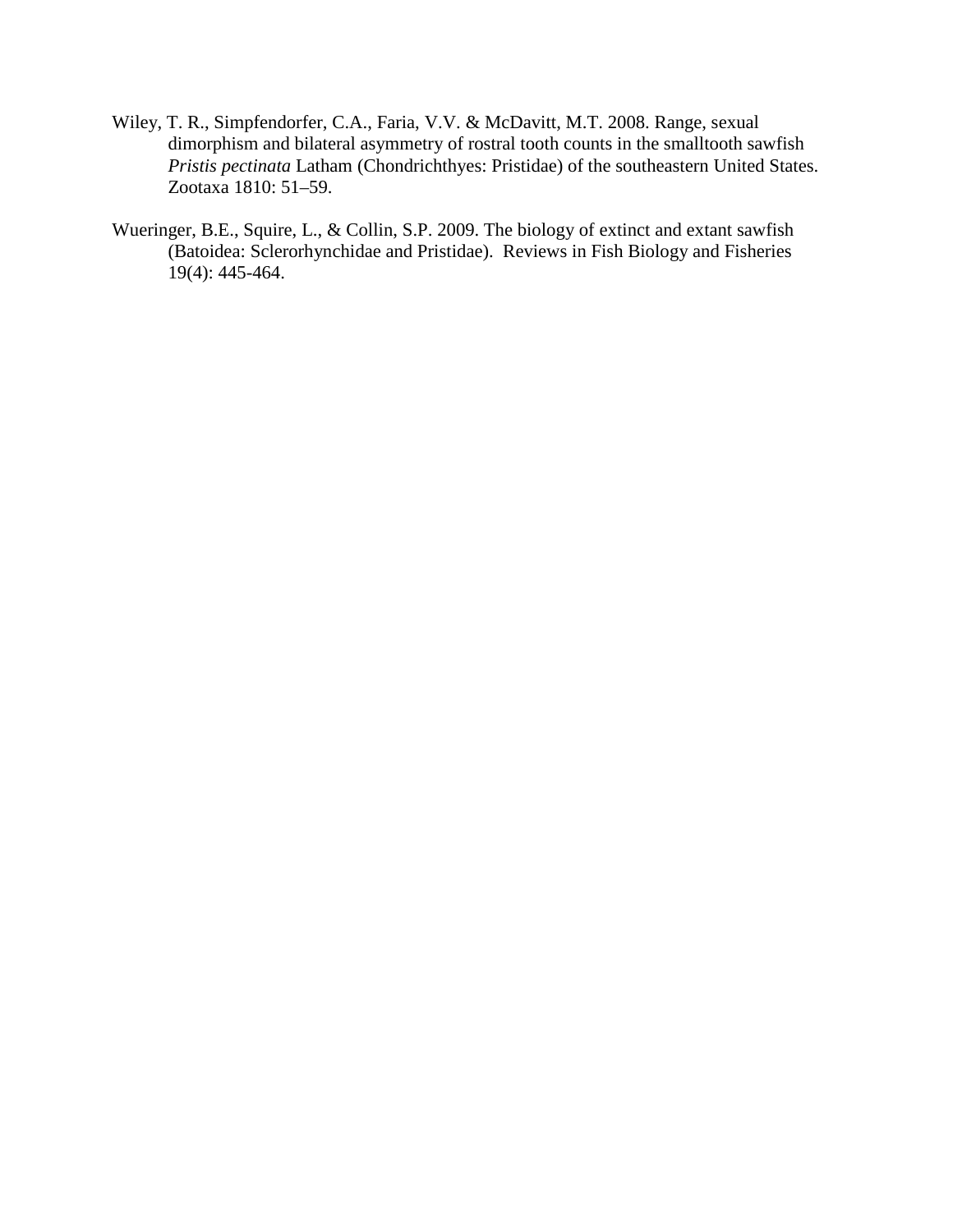Wiley, T. R., Simpfendorfer, C.A., Faria, V.V. & McDavitt, M.T. 2008. Range, sexual dimorphism and bilateral asymmetry of rostral tooth counts in the smalltooth sawfish *Pristis pectinata* Latham (Chondrichthyes: Pristidae) of the southeastern United States. Zootaxa 1810: 51–59.

Wueringer, B.E., Squire, L., & Collin, S.P. 2009. The biology of extinct and extant sawfish (Batoidea: Sclerorhynchidae and Pristidae). Reviews in Fish Biology and Fisheries 19(4): 445-464.